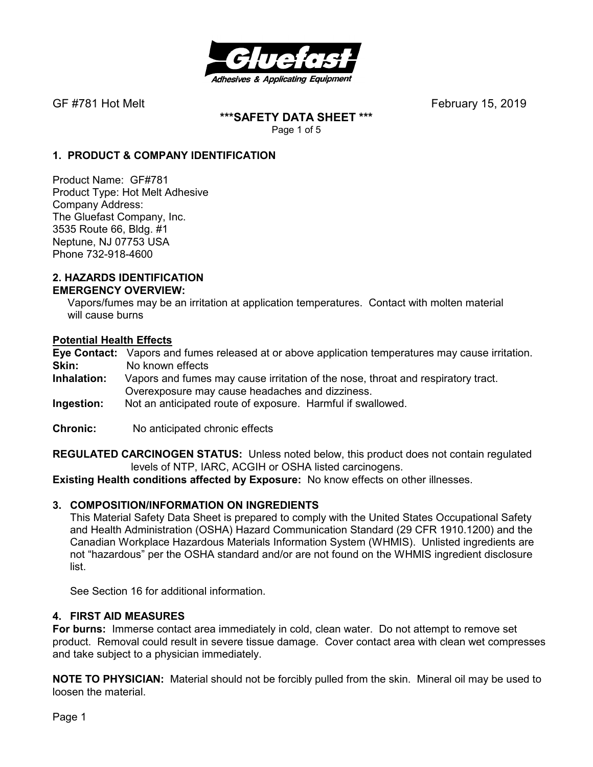GF #781 Hot Melt February 15, 2019

**\*\*\*SAFETY DATA SHEET \*\*\***

## 1. PRODUCT & COMPANY IDENTIFICATION

Product Name: GF#781
Product Type: Hot Melt Adhesive
Company Address:
The Gluefast Company, Inc.
3535 Route 66, Bldg. #1
Neptune, NJ 07753 USA
Phone 732-918-4600

## 2. HAZARDS IDENTIFICATION

**EMERGENCY OVERVIEW:**

Vapors/fumes may be an irritation at application temperatures. Contact with molten material will cause burns

**Potential Health Effects**

**Eye Contact:** Vapors and fumes released at or above application temperatures may cause irritation.
**Skin:** No known effects
**Inhalation:** Vapors and fumes may cause irritation of the nose, throat and respiratory tract. Overexposure may cause headaches and dizziness.
**Ingestion:** Not an anticipated route of exposure. Harmful if swallowed.

**Chronic:** No anticipated chronic effects

**REGULATED CARCINOGEN STATUS:** Unless noted below, this product does not contain regulated levels of NTP, IARC, ACGIH or OSHA listed carcinogens.
**Existing Health conditions affected by Exposure:** No know effects on other illnesses.

## 3. COMPOSITION/INFORMATION ON INGREDIENTS

This Material Safety Data Sheet is prepared to comply with the United States Occupational Safety and Health Administration (OSHA) Hazard Communication Standard (29 CFR 1910.1200) and the Canadian Workplace Hazardous Materials Information System (WHMIS). Unlisted ingredients are not "hazardous" per the OSHA standard and/or are not found on the WHMIS ingredient disclosure list.

See Section 16 for additional information.

## 4. FIRST AID MEASURES

**For burns:** Immerse contact area immediately in cold, clean water. Do not attempt to remove set product. Removal could result in severe tissue damage. Cover contact area with clean wet compresses and take subject to a physician immediately.

**NOTE TO PHYSICIAN:** Material should not be forcibly pulled from the skin. Mineral oil may be used to loosen the material.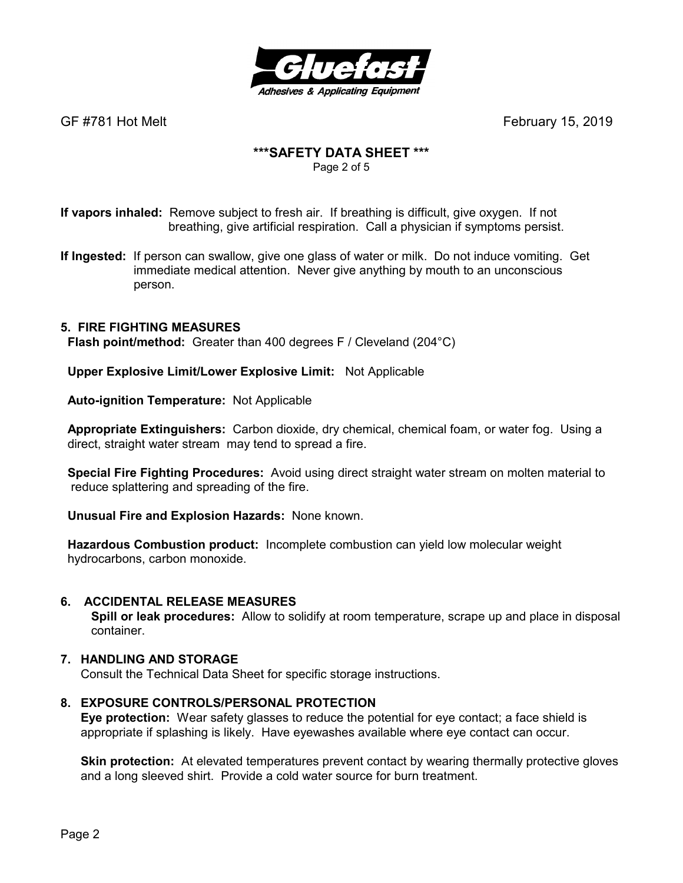**If vapors inhaled:** Remove subject to fresh air. If breathing is difficult, give oxygen. If not breathing, give artificial respiration. Call a physician if symptoms persist.

**If Ingested:** If person can swallow, give one glass of water or milk. Do not induce vomiting. Get immediate medical attention. Never give anything by mouth to an unconscious person.

## 5. FIRE FIGHTING MEASURES

**Flash point/method:** Greater than 400 degrees F / Cleveland (204°C)

**Upper Explosive Limit/Lower Explosive Limit:** Not Applicable

**Auto-ignition Temperature:** Not Applicable

**Appropriate Extinguishers:** Carbon dioxide, dry chemical, chemical foam, or water fog. Using a direct, straight water stream may tend to spread a fire.

**Special Fire Fighting Procedures:** Avoid using direct straight water stream on molten material to reduce splattering and spreading of the fire.

**Unusual Fire and Explosion Hazards:** None known.

**Hazardous Combustion product:** Incomplete combustion can yield low molecular weight hydrocarbons, carbon monoxide.

## 6. ACCIDENTAL RELEASE MEASURES

**Spill or leak procedures:** Allow to solidify at room temperature, scrape up and place in disposal container.

## 7. HANDLING AND STORAGE

Consult the Technical Data Sheet for specific storage instructions.

## 8. EXPOSURE CONTROLS/PERSONAL PROTECTION

**Eye protection:** Wear safety glasses to reduce the potential for eye contact; a face shield is appropriate if splashing is likely. Have eyewashes available where eye contact can occur.

**Skin protection:** At elevated temperatures prevent contact by wearing thermally protective gloves and a long sleeved shirt. Provide a cold water source for burn treatment.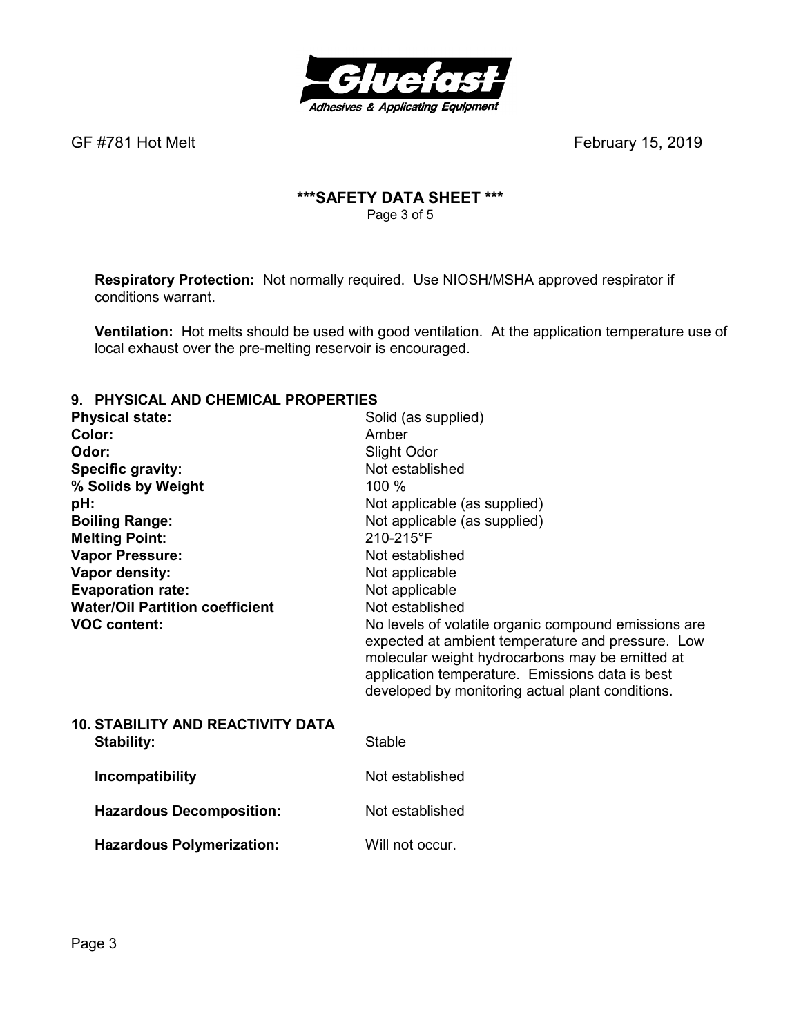**Respiratory Protection:** Not normally required. Use NIOSH/MSHA approved respirator if conditions warrant.

**Ventilation:** Hot melts should be used with good ventilation. At the application temperature use of local exhaust over the pre-melting reservoir is encouraged.

## 9. PHYSICAL AND CHEMICAL PROPERTIES

| | |
|---|---|
| **Physical state:** | Solid (as supplied) |
| **Color:** | Amber |
| **Odor:** | Slight Odor |
| **Specific gravity:** | Not established |
| **% Solids by Weight** | 100 % |
| **pH:** | Not applicable (as supplied) |
| **Boiling Range:** | Not applicable (as supplied) |
| **Melting Point:** | 210-215°F |
| **Vapor Pressure:** | Not established |
| **Vapor density:** | Not applicable |
| **Evaporation rate:** | Not applicable |
| **Water/Oil Partition coefficient** | Not established |
| **VOC content:** | No levels of volatile organic compound emissions are expected at ambient temperature and pressure. Low molecular weight hydrocarbons may be emitted at application temperature. Emissions data is best developed by monitoring actual plant conditions. |

## 10. STABILITY AND REACTIVITY DATA

| | |
|---|---|
| **Stability:** | Stable |
| **Incompatibility** | Not established |
| **Hazardous Decomposition:** | Not established |
| **Hazardous Polymerization:** | Will not occur. |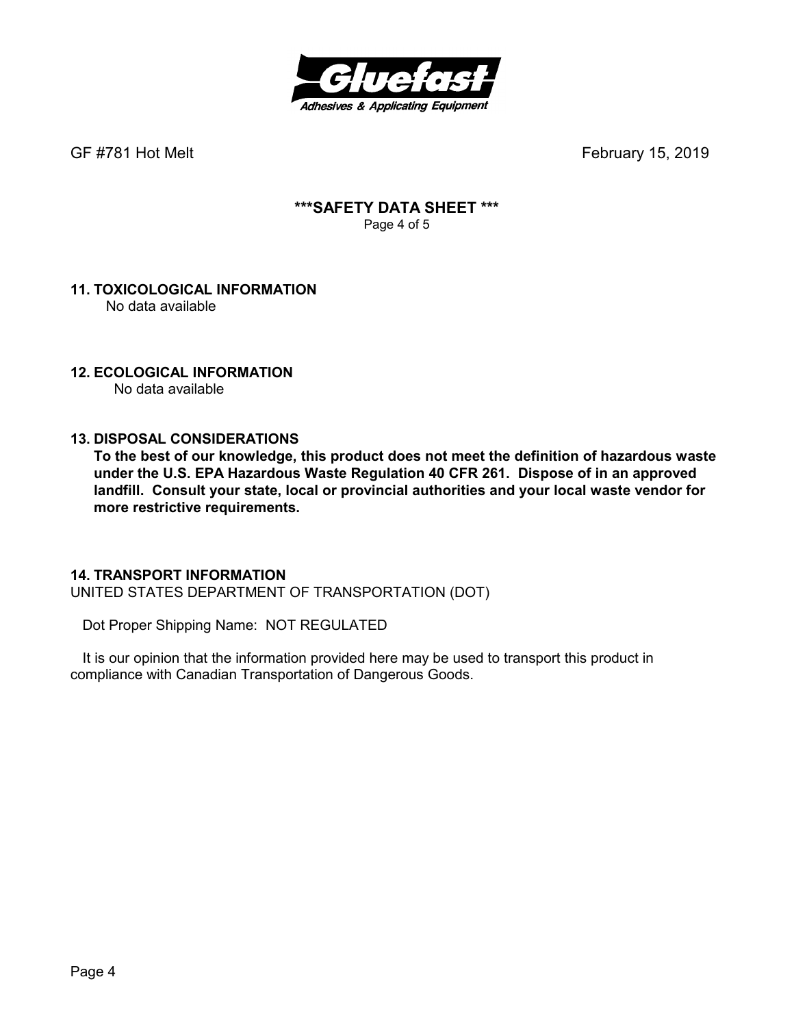GF #781 Hot Melt February 15, 2019

**\*\*\*SAFETY DATA SHEET \*\*\***

## 11. TOXICOLOGICAL INFORMATION

No data available

## 12. ECOLOGICAL INFORMATION

No data available

## 13. DISPOSAL CONSIDERATIONS

**To the best of our knowledge, this product does not meet the definition of hazardous waste under the U.S. EPA Hazardous Waste Regulation 40 CFR 261. Dispose of in an approved landfill. Consult your state, local or provincial authorities and your local waste vendor for more restrictive requirements.**

## 14. TRANSPORT INFORMATION

UNITED STATES DEPARTMENT OF TRANSPORTATION (DOT)

Dot Proper Shipping Name: NOT REGULATED

It is our opinion that the information provided here may be used to transport this product in compliance with Canadian Transportation of Dangerous Goods.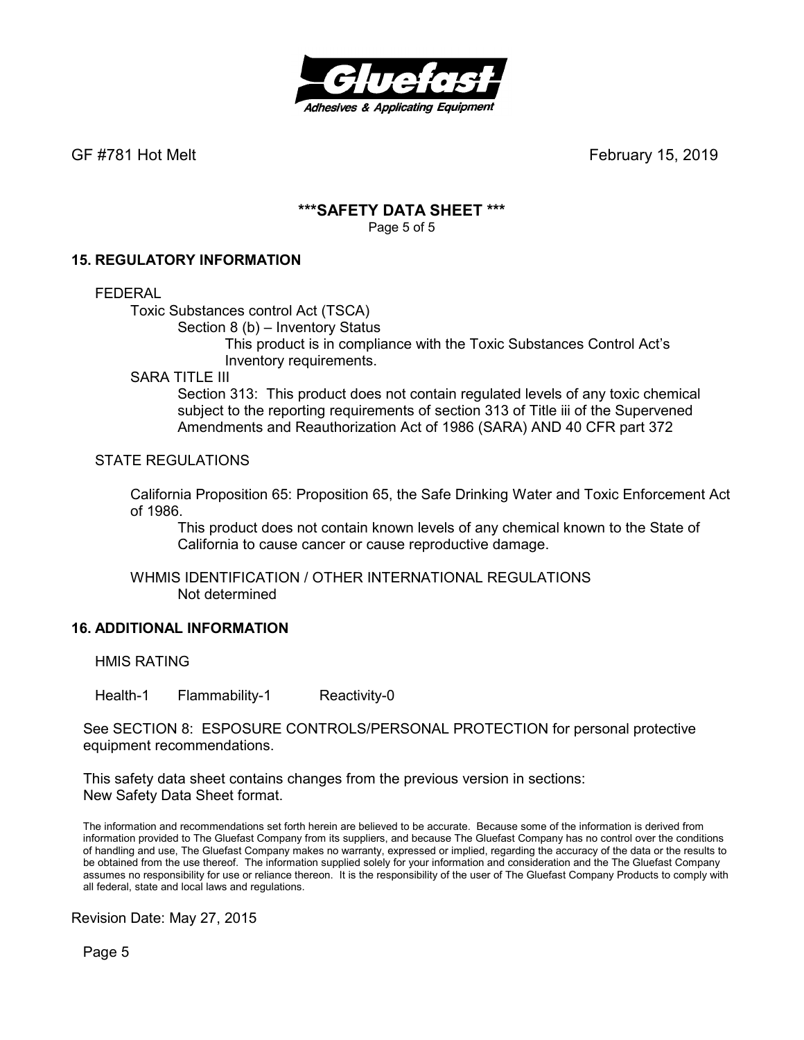## 15. REGULATORY INFORMATION

FEDERAL

Toxic Substances control Act (TSCA)

Section 8 (b) – Inventory Status

This product is in compliance with the Toxic Substances Control Act's Inventory requirements.

SARA TITLE III

Section 313: This product does not contain regulated levels of any toxic chemical subject to the reporting requirements of section 313 of Title iii of the Supervened Amendments and Reauthorization Act of 1986 (SARA) AND 40 CFR part 372

STATE REGULATIONS

California Proposition 65: Proposition 65, the Safe Drinking Water and Toxic Enforcement Act of 1986.

This product does not contain known levels of any chemical known to the State of California to cause cancer or cause reproductive damage.

WHMIS IDENTIFICATION / OTHER INTERNATIONAL REGULATIONS

Not determined

## 16. ADDITIONAL INFORMATION

HMIS RATING

Health-1 Flammability-1 Reactivity-0

See SECTION 8: ESPOSURE CONTROLS/PERSONAL PROTECTION for personal protective equipment recommendations.

This safety data sheet contains changes from the previous version in sections:
New Safety Data Sheet format.

The information and recommendations set forth herein are believed to be accurate. Because some of the information is derived from information provided to The Gluefast Company from its suppliers, and because The Gluefast Company has no control over the conditions of handling and use, The Gluefast Company makes no warranty, expressed or implied, regarding the accuracy of the data or the results to be obtained from the use thereof. The information supplied solely for your information and consideration and the The Gluefast Company assumes no responsibility for use or reliance thereon. It is the responsibility of the user of The Gluefast Company Products to comply with all federal, state and local laws and regulations.

Revision Date: May 27, 2015